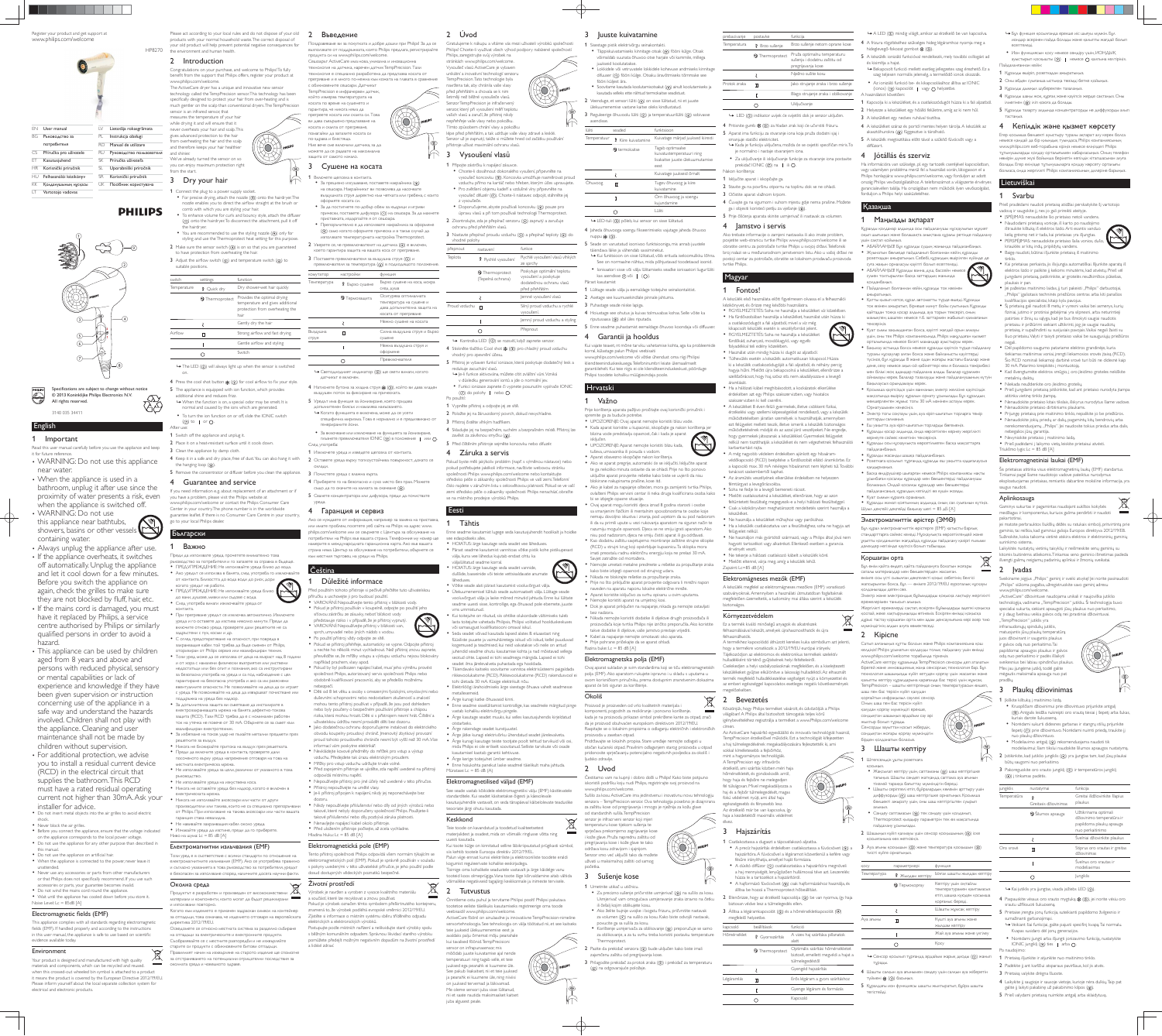Register your product and get support at
www.philips.com/welcome

HP8270

| | | | |
|---|---|---|---|
| EN | User manual | LV | Lietotāja rokasgrāmata |
| BG | Ръководство за потребителя | PL | Instrukcja obsługi |
| CS | Příručka pro uživatele | RO | Manual de utilizare |
| ET | Kasutusjuhend | RU | Руководство пользователя |
| HR | Korisnički priručnik | SK | Príručka užívateľa |
| HU | Felhasználói kézikönyv | SL | Uporabniški priročnik |
| KK | Қолданушының нұсқасы | SR | Korisnički priručnik |
| LT | Vartotojo vadovas | UK | Посібник користувача |

PHILIPS

Specifications are subject to change without notice
© 2013 Koninklijke Philips Electronics N.V.
All rights reserved.

3140 035 34411

# English

## 1 Important

Read this user manual carefully before you use the appliance and keep it for future reference.

- WARNING: Do not use this appliance near water.
- When the appliance is used in a bathroom, unplug it after use since the proximity of water presents a risk, even when the appliance is switched off.
- WARNING: Do not use this appliance near bathtubs, showers, basins or other vessels containing water.
- Always unplug the appliance after use.
- If the appliance overheats, it switches off automatically. Unplug the appliance and let it cool down for a few minutes. Before you switch the appliance on again, check the grilles to make sure they are not blocked by fluff, hair, etc.
- If the mains cord is damaged, you must have it replaced by Philips, a service centre authorised by Philips or similarly qualified persons in order to avoid a hazard.
- This appliance can be used by children aged from 8 years and above and persons with reduced physical, sensory or mental capabilities or lack of experience and knowledge if they have been given supervision or instruction concerning use of the appliance in a safe way and understand the hazards involved. Children shall not play with the appliance. Cleaning and user maintenance shall not be made by children without supervision.
- For additional protection, we advise you to install a residual current device (RCD) in the electrical circuit that supplies the bathroom. This RCD must have a rated residual operating current not higher than 30mA. Ask your installer for advice.
- Do not insert metal objects into the air grilles to avoid electric shock.
- Never block the air grilles.
- Before you connect the appliance, ensure that the voltage indicated on the appliance corresponds to the local power voltage.
- Do not use the appliance for any other purpose than described in this manual.
- Do not use the appliance on artificial hair.
- When the appliance is connected to the power, never leave it unattended.
- Never use any accessories or parts from other manufacturers or that Philips does not specifically recommend. If you use such accessories or parts, your guarantee becomes invalid.
- Do not wind the mains cord round the appliance.
- Wait until the appliance has cooled down before you store it.

Noise Level: Lc = 85dB [A]

### Electromagnetic fields (EMF)

This appliance complies with all standards regarding electromagnetic fields (EMF). If handled properly and according to the instructions in this user manual, the appliance is safe to use based on scientific evidence available today.

### Environment

Your product is designed and manufactured with high quality materials and components, which can be recycled and reused. When this crossed-out wheeled bin symbol is attached to a product it means the product is covered by the European Directive 2012/19/EU. Please inform yourself about the local separate collection system for electrical and electronic products.

Please act according to your local rules and do not dispose of your old products with your normal household waste. The correct disposal of your old product will help prevent potential negative consequences for the environment and human health.

## 2 Introduction

Congratulations on your purchase, and welcome to Philips! To fully benefit from the support that Philips offers, register your product at www.philips.com/welcome.

The ActiveCare dryer has a unique and innovative sensor technology called the TempPrecision technology. This technology has been specially designed to protect your hair from overheating and is much gentler on the scalp than conventional dryers. The TempPrecision sensor is an infrared sensor that measures the temperature of your hair while drying it and will ensure that it never overheats your hair and scalp. This gives advanced protection to the hair from overheating the hair and the scalp and therefore keeps your hair healthier and shinier.

We've already turned the sensor on so you can enjoy maximum protection right from the start.

## 3 Dry your hair

1. Connect the plug to a power supply socket.
   - For precise drying, attach the nozzle (⑧) onto the hairdryer. The nozzle enables you to direct the airflow straight at the brush or comb with which you are styling your hair.
   - To enhance volume for curls and bouncy style, attach the diffuser (⑦) onto the hairdryer. To disconnect the attachment, pull it off the hairdryer.
   - You are recommended to use the styling nozzle (⑧) only for styling and use the Thermoprotect heat setting for this purpose.
2. Make sure the sensor switch (⑤) is on so that you are guaranteed to have protection from overheating the hair.
3. Adjust the airflow switch (④) and temperature switch (③) to suitable positions.

| switch | settings | function |
|---|---|---|
| Temperature | Quick dry | Dry shower-wet hair quickly |
| | Thermoprotect | Provides the optimal drying temperature and gives additional protection from overheating the hair |
| | | Gently dry the hair |
| Airflow | | Strong airflow and fast drying |
| | | Gentle airflow and styling |
| | | Switch off |

» The LED (②) will always light up when the sensor is switched on.

4. Press the cool shot button (⑥) for cool airflow to fix your style.
5. The appliance is equipped with ion function, which provides additional shine and reduces frizz.
   » When the function is on, a special odor may be smelt. It is normal and caused by the ions which are generated.
   - To turn the ion function on or off, slide the IONIC switch (①) to ● or ○.

After use:

1. Switch off the appliance and unplug it.
2. Place it on a heat-resistant surface until it cools down.
3. Clean the appliance by damp cloth.
4. Keep it in a safe and dry place, free of dust. You can also hang it with the hanging loop (⑨).
5. Remove the concentrator or diffuser before you clean the appliance.

## 4 Guarantee and service

If you need information e.g. about replacement of an attachment or if you have a problem, please visit the Philips website at www.philips.com/welcome or contact the Philips Customer Care Center in your country (the phone number is in the worldwide guarantee leaflet). If there is no Consumer Care Centre in your country, go to your local Philips dealer.

# Български

## 1 Важно

Преди да използвате уреда, прочетете внимателно това ръководство за потребителя и го запазете за справка в бъдеще.

- ПРЕДУПРЕЖДЕНИЕ: Не използвайте уреда близо до вода.
- Ако уредът се използва в баня, след употреба го изключвайте от контакта, близостта до вода води до риск, дори когато уредът не работи.
- ПРЕДУПРЕЖДЕНИЕ: Не използвайте уреда близо до вани, душове, мивки или съдове с вода.
- След употреба винаги изключвайте уреда от контакта.
- При прегряване уредът се изключва автоматично. Изключете уреда и го оставете да изстине няколко минути. Преди да включите отново уреда, проверете дали решетките не са задръстени с тух, косми и др.
- С оглед предотвратяване на опасност, при повреда в захранващия кабел той трябва да бъде сменен от Philips, оторизиран от Philips сервиз или квалифицирани техници.
- Този уред може да се използва от деца на възраст над 8 години и от хора с намалени физически, сетивни или умствени възможности или без опит и познания, ако са инструктирани за безопасна употреба на уреда и са под наблюдение с цел гарантиране на безопасна употреба и ако са им разяснени евентуалните опасности. Не позволявайте на деца да си играят с уреда. Не позволявайте на деца да извършват почистване или поддръжка на уреда без надзор.
- За допълнителна защита ви съветваме да инсталирате в електрозахранващата верига на банята дефектнотоков защитен прекъсвач (RCD). Този RCD трябва да е с номинален работен ток на утечка не повече от 30 mA. Посъветвайте се с квалифициран електротехник.
- За избягване на токов удар не пъхайте метални предмети през решетките за въздух.
- Никога не блокирайте притока на въздух през решетките.
- Преди да включите уреда в контакта, проверете дали посоченото върху уреда напрежение отговаря на това на местната електрическа мрежа.
- Не използвайте уреда за цели, различни от указаното в това ръководство.
- Не използвайте уреда върху изкуствена коса.
- Никога не оставяйте уреда без надзор, когато е включен в електрическата мрежа.
- Никога не използвайте аксесоари или части от други производители или такива, които не са специално препоръчани от Philips. При използване на такива аксесоари или части вашата гаранция става невалидна.
- Не навивайте захранващия кабел около уреда.
- Изчакайте уреда да изстине, преди да го прибирате.

Ниво на шума: Lc = 85 dB [A]

### Електромагнитни излъчвания (EMF)

Този уред е в съответствие с всички стандарти по отношение на електромагнитните излъчвания (EMF). Ако се употребява правилно и съгласно указанията в това ръководство, уредът е безопасен за използване според наличните към момента научни факти.

### Околна среда

Продуктът е разработен и произведен от висококачествени материали и компоненти, които могат да бъдат рециклирани и използвани повторно.

Когато към изделието е прикрепен зачеркнат символ на контейнер за отпадъци, това означава, че изделието отговаря на европейската директива 2012/19/EC.

Осведомете се относно местната система за разделно събиране на отпадъци за електрически и електронни продукти.

Съобразявайте се с местните разпоредби и не изхвърляйте старите си продукти с обикновените битови отпадъци. Правилното изхвърляне на старите ви продукти ще помогне за опазване на околната среда и човешкото здраве.

## 2 Въведение

Поздравяваме ви за покупката и добре дошли при Philips! За да се възползвате от поддръжката, която Philips предлага, регистрирайте продукта си на www.philips.com/welcome.

Сешоарът ActiveCare има нова, уникална и иновационна технология на датчика, наречена датчик TempPrecision. Тази технология е специално разработена да предпазва косата от прегряване и е много по-нежна към скалпа в сравнение с обикновените сешоари. Датчикът TempPrecision е инфрачервен датчик, който измерва температурата на косата по време на сушенето и гарантира, че никога няма да прегрее косата или скалпа ви. Това ви дава разширена защита на косата и скалпа от прегряване, поради което косата ви остава по-здрава и по-блестяща.

Ние вече сме включили датчика, за да можете да се радвате на максимална защита от самото начало.

## 3 Сушене на косата

1. Включете щепсела в контакта.
   - За прецизно изсушаване, поставете накрайника (⑧) на сешоара. Накрайникът ви позволява да насочвате въздушната струя директно към четката или гребена, с които оформяте косата си.
   - За да постигнете по-добър обем за къдрици и игриви прически, поставете дифузора (⑦) на сешоара. За да махнете приставката, издърпайте я от сешоара.
   - Препоръчително е да използвате накрайника за оформяне (⑧) само когато оформяте прическа и в такъв случай да използвате температурната настройка Thermoprotect.
2. Уверете се, че превключвателят на датчика (⑤) е включен, което гарантира защита на косата ви от прегряване.
3. Поставете превключвателите на въздушна струя (④) и превключвателя за температура (③) в подходящото положение.

| ключ | настройки | функция |
|---|---|---|
| Температура | Бързо сушене | Бързо сушене на коса, мокра след душ |
| | Термозащита | Осигурява оптималната температура за сушене и дава допълнителна защита от прегряване на косата |
| | | Нежно сушене на косата |
| Въздушна струя | | Силна въздушна струя и бързо сушене |
| | | Нежна въздушна струя и оформяне |
| | | Превключвател |

» Светодиодният индикатор (②) ще свети винаги, когато датчикът е включен.

4. Натиснете бутона за хладна струя (⑥), което ще даде хладен въздушен поток за фиксиране на прическата.
5. Уредът има функция за йонизиране, която придава допълнителен блясък и намалява накъдрянето.
   » Когато функцията е включена, може да се усети специфична миризма. Това е нормално и е предизвикано от генерираните йони.
   - За включване или изключване на функцията за йонизиране, плъзнете превключвателя IONIC (①) в положение ● или ○.

След употреба:

1. Изключете уреда и извадете щепсела от контакта.
2. Оставете уреда върху топлоустойчива повърхност, докато се охлади.
3. Почистете уреда с влажна кърпа.
4. Пазете го на безопасно и сухо място без прах. Можете също да го окачите на халката за окачване (⑨).
5. Свалете концентратора или дифузора, преди да почиствате уреда.

## 4 Гаранция и сервиз

Ако ви трябва информация, например за смяна на приставка, или имате проблем, посетете уеб сайта на Philips на адрес www.philips.com/welcome или се свържете с Центъра за обслужване на потребители на Philips във вашата страна. Телефонния му номер ще намерите в международната гаранционна карта. Ако във вашата страна няма Център за обслужване на потребители, обърнете се към местния търговец на уреди на Philips.

# Čeština

## 1 Důležité informace

Před použitím tohoto přístroje si pečlivě přečtěte tuto uživatelskou příručku a uschovejte ji pro budoucí použití.

- VAROVÁNÍ: Nepoužívejte tento přístroj v blízkosti vody.
- Pokud je přístroj používán v koupelně, odpojte po použití jeho síťovou zástrčku ze zásuvky, neboť blízkost vody představuje riziko i v případě, že je přístroj vypnutý.
- VAROVÁNÍ: Nepoužívejte přístroj v blízkosti van, sprch, umyvadel nebo jiných nádob s vodou.
- Po použití přístroj vždy odpojte ze sítě.
- Pokud se přístroj přehřeje, automaticky se vypne. Odpojte přístroj a nechte ho několik minut vychladnout. Než přístroj znovu zapnete, přesvědčte se, že mřížky vstupu a výstupu vzduchu nejsou blokovány například prachem, vlasy apod.
- Pokud by byl poškozen napájecí kabel, musí jeho výměnu provést společnost Philips, autorizovaný servis společnosti Philips nebo obdobně kvalifikovaní pracovníci, aby se předešlo možnému nebezpečí.
- Děti od 8 let věku a osoby s omezenými fyzickými, smyslovými nebo duševními schopnostmi nebo nedostatkem zkušeností a znalostí mohou tento přístroj používat v případě, že jsou pod dohledem nebo byly poučeny o bezpečném používání přístroje a chápou rizika, která mohou hrozit. Děti si s přístrojem nesmí hrát. Čištění a uživatelskou údržbu nesmí provádět děti bez dozoru.
- Jako dodatečnou ochranu doporučujeme instalovat do elektrického obvodu koupelny proudový chránič (RCD) se jmenovitým rozdílovým provozním proudem ne vyšším než 30 mA. Poraďte se s elektroinstalatérem.
- Nevkládejte do mřížek přístroje kovové předměty, abyste se vyhnuli úrazu elektrickým proudem.
- Nikdy neblokujte mřížky vstupu a výstupu vzduchu.
- Před připojením přístroje se ujistěte, zda napětí uvedené na přístroji odpovídá místnímu napětí.
- Nepoužívejte přístroj pro jiné účely než uvedené v této příručce.
- Přístroj nepoužívejte na umělé vlasy.
- Je-li přístroj připojen k napájení, nikdy jej neponechávejte bez dozoru.
- Nikdy nepoužívejte příslušenství nebo díly od jiných výrobců nebo takové, které nebyly doporučeny společností Philips. Použijete-li takové příslušenství nebo díly, pozbývá záruka platnosti.
- Nenavíjejte napájecí kabel okolo přístroje.
- Před uložením přístroje počkejte, až zcela vychladne.

Hladina hluku: Lc = 85 dB [A]

### Elektromagnetická pole (EMP)

Tento přístroj společnosti Philips odpovídá všem normám týkajícím se elektromagnetických polí (EMP). Pokud je správně používán v souladu s pokyny uvedenými v této uživatelské příručce, je jeho použití podle dosud dostupných vědeckých poznatků bezpečné.

### Životní prostředí

Výrobek je navržen a vyroben z vysoce kvalitních materiálů a součástí, které lze recyklovat a znovu používat.

Pokud je výrobek označen tímto symbolem přeškrtnutého kontejneru, znamená to, že výrobek podléhá evropské směrnici 2012/19/EU.

Zjistěte si informace o místním systému sběru tříděného odpadu elektrických a elektronických výrobků.

Postupujte podle místních nařízení a nelikvidujte staré výrobky spolu s běžným komunálním odpadem. Správná likvidace starého výrobku pomáhá předejít možným negativním dopadům na životní prostředí a lidské zdraví.

## 2 Úvod

Gratulujeme k nákupu a vítáme vás mezi uživateli výrobků společnosti Philips! Chcete-li využívat všech výhod podpory nabízené společností Philips, zaregistrujte svůj výrobek na stránkách www.philips.com/welcome.

Vysoušeč vlasů ActiveCare je vybaven unikátní a inovativní technologií senzoru TempPrecision. Tato technologie byla navržena tak, aby chránila vaše vlasy před přehřátím a chovala se k nim šetrněji než běžné vysoušeče vlasů. Senzor TempPrecision je infračervený senzor, který při vysoušení měří teplotu vlasů a zajistí, že přístroj vlasy nepřehřeje. Díky této pokročilé ochraně před přehřátím vlasů a pokožky hlavy zůstanou vaše vlasy zdravější a lesklejší.

Senzor jsme již zapnuli, takže můžete od začátku využívat maximální ochranu.

## 3 Vysoušení vlasů

1. Připojte zástrčku k napájecí zásuvce.
   - Chcete-li dosáhnout dokonalého vysušení, připevněte na vysoušeč koncovku (⑧). Koncovka umožňuje nasměrovat proud vzduchu přímo na kartáč nebo hřeben, kterým úpravu provádíte.
   - Pro zvětšení objemu kadeří a vytvoření vlnitého účesu připevněte na vysoušeč difuzér (⑦). Chcete-li nástavec odpojit, stáhněte jej z vysoušeče.
   - Doporučujeme, abyste používali koncovku (⑧) pouze pro úpravu vlasů a při tom používali nastavení teploty Thermoprotect.
2. Zkontrolujte, zda je přepínač senzoru (⑤) zapnutý a zaručuje ochranu vlasů před přehřátím.
3. Nastavte přepínač proudu vzduchu (④) a přepínač teploty (③) do vhodné polohy.

| přepínač | nastavení | funkce |
|---|---|---|
| Teplota | Rychlé vysoušení | Rychlé vysoušení vlasů vlhkých ze sprchy |
| | Thermoprotect (Tepelná ochrana) | Poskytuje optimální teplotu vysoušení a poskytuje dodatečnou ochranu vlasů před přehřátím |
| | | Jemné vysoušení vlasů |
| Proud vzduchu | | Silný proud vzduchu a rychlé vysoušení |
| | | Jemný proud vzduchu a styling |
| | | Přepínač |

» Kontrolka LED (②) se rozsvítí, když zapnete senzor.

4. Stiskněte tlačítko Cool shot (⑥) pro chladný proud vzduchu, kterým zpevníte účes.
5. Přístroj je vybaven funkcí ionizace, která poskytuje dodatečný lesk a redukuje zacuchání vlasů.
   » Je-li funkce aktivována, můžete cítit zvláštní vůni. Vzniká v důsledku generování iontů a jde o normální jev.
   - Funkci ionizace zapnete či vypnete posunutím vypínače IONIC (①) do polohy ● nebo ○.

Po použití:

1. Vypněte přístroj a odpojte jej ze sítě.
2. Položte jej na žáruvzdorný povrch, dokud nevychladne.
3. Přístroj čistěte vlhkým hadříkem.
4. Skladujte jej na bezpečném, suchém a bezprašném místě. Přístroj lze zavěsit za závěsnou smyčku (⑨).
5. Před čištěním přístroje sejměte koncovku nebo difuzér.

## 4 Záruka a servis

Pokud byste měli jakýkoli problém (např. s výměnou nástavce) nebo pokud potřebujete jakékoli informace, navštivte webovou stránku společnosti Philips www.philips.com/welcome nebo kontaktujte středisko péče o zákazníky společnosti Philips ve vaší zemi. Telefonní číslo najdete v záručním listu s celosvětovou platností. Pokud se ve vaší zemi středisko péče o zákazníky společnosti Philips nenachází, obraťte se na místního prodejce výrobků Philips.

# Eesti

## 1 Tähtis

Enne seadme kasutamist lugege seda kasutusjuhendit hoolikalt ja hoidke see edaspidiseks alles.

- HOIATUS: ärge kasutage seda seadet vee lähedal.
- Kui kasutate seadet vannitoas, võtke pärast kasutamist pistik seinakontaktist välja, kuna vee lähedus kujutab endast ohtu ka väljalülitatud seadme korral.
- HOIATUS: ärge kasutage seda seadet vannide, duššide, basseinide või teiste vettsisaldavate anumate läheduses.
- Võtke seade alati pärast kasutamist vooluvõrgust välja.
- Ülekuumenemisel lülitub seade automaatselt välja. Lülitage seade vooluvõrgust välja ja laske mõned minutid jahtuda. Enne kui lülitate seadme uuesti sisse, kontrollige, et õhutusavad ei oleks ebemete, juuste vms ummistunud.
- Kui toitejuhe on kahjustatud, siis ohtlike olukordade vältimiseks tuleb see lasta välja vahetada Philipsi volitatud hoolduskeskuses või samasuguse kvalifikatsiooniga isikutel.
- Seda seadet võivad kasutada lapsed alates 8. eluaastast ja füüsilise, meelelise või vaimse puudega isikud või isikud, kellel puuduvad kogemused ja teadmised, kui neid valvatakse või neile on antud juhendid seadme ohutuse kasutamise kohta ja nad mõistavad sellega seotud ohte. Lapsed ei tohi seadmega mängida. Lapsed ei tohi seadet ilma järelevalveta puhastada ega hooldada.
- Täiendava kaitse tagamiseks soovitame vannitoa elektrivõrgustikku paigaldada rikkevoolukaitsme (RCD) nimivooluga kuni 30 mA. Nõu saamiseks pöörduge elektriku poole.
- Elektrilöögi vältimiseks ärge sisestage õhuava vahele metallesemeid.
- Ärge kunagi katke õhuavasid kinni.
- Enne seadme vooluvõrku ühendamist kontrollige, kas seadmele märgitud pinge vastab kohaliku elektrivõrgu pingele.
- Ärge kasutage seadet muuks, kui selles kasutusjuhendis kirjeldatud eesmärgil.
- Ärge kasutage seadet kunstjuustel.
- Ärge jätke kunagi elektrivõrku ühendatud seadet järelevalveta.
- Ärge kasutage kunagi teiste tootjate poolt tehtud tarvikuid või osi, mida Philips ei ole eriliselt soovitanud. Selliste tarvikute või osade kasutamisel kaotab garantii kehtivuse.
- Ärge kerige toitejuhet ümber seadme.
- Enne seadme panipaika panekut laske sellel täielikult maha jahtuda.

Müratase: Lc = 85 dB [A]

### Elektromagnetilised väljad (EMF)

See seade vastab kõikidele elektromagnetiliste väljade (EMF) käsitlevatele standarditele. Kui seadet käsitsetakse õigesti ja käesoleva kasutusjuhendi juhiste kohaselt, on seda teaduslikult tõestatud andmetele tuginedes ohutu kasutada.

### Keskkond

Teie toode on kavandatud ja toodetud kvaliteetsetest materjalidest ja osadest, mida on võimalik ringlusse võtta ning uuesti kasutada.

Kui tootel on läbikriipsutatud ratastega prügikasti sümbol, siis kehtib tootele Euroopa direktiiv 2012/19/EL.

Palun viige ennast kurssi elektriliste ja elektrooniliste toodete eraldi kogumist reguleerivate kohalike eeskirjadega.

Toimige oma kohalike seaduste varasi ja ärge käidelge vanu tooteid koos olmeprügiga. Vana toote õige käitlemine aitab vältida võimalikke negatiivseid tagajärgi keskkonnale ja inimeste tervisele.

## 2 Tutvustus

Õnnitleme ostu puhul ja tervitame Philipsi poolt! Philipsi pakutava tootetoe eeliste täielikuks kasutamiseks registreerige oma toode veebisaidil www.philips.com/welcome.

Föönil ActiveCare on ainulaadne ja innovatiivne TempPrecision-nimeline sensoritehnoloogia. See tehnoloogia on välja töötatud nii, et see kaitseks teie juukseid ülekuumenemise eest ja oleks peanahale tavalistest föönidest palju õrnem. TempPrecision-sensor on infrapunasensor, mis mõõdab juuste kuivatamise ajal nende temperatuuri ning tagab selle, et teie juuksed ega peanahk ei kuumene üle. See tagab täiustatud, et teie juuksed ja peanahk ei kuumene üle ning teie juuksed on tervemad ja läikivamad.

Me oleme sensori juba sisse lülitanud, nii et saate nautida maksimaalset kaitset juba algusest peale.

## 3 Juuste kuivatamine

1. Sisestage pistik elektrivõrgu seinakontakti.
   - Täpsemaks kuivatamiseks kinnitage otsik (⑧) föönile. Otsik võimaldab suunata õhuvoo otse harjale või kammile, millega juukseid kuivatatakse.
   - Lokkidele või vetruvatele lokkidele kohevuse andmiseks kinnitage difuuser (⑦) föönile. Otsaku äravõtmiseks tõmmake see föönilt lahti.
   - Soovitame kasutada kujundusotsikut (⑧) ainult kuivatamiseks ja kasutada selleks ette nähtud kuumuseseadet Thermoprotect.
2. Veenduge, et sensori lüliti (⑤) on sisse lülitatud, nii et juuste ülekuumenemise eest oleks kaitse tagatud.
3. Reguleerige õhuvoolu lüliti (④) ja temperatuurilüliti (③) sobivasse asendisse.

| lüliti | seaded | funktsioon |
|---|---|---|
| Temperatuur | Kiire kuivatamine | Kuivatage märjad juuksed kiiresti |
| | Thermoprotect (termokaitse) | Tagab optimaalse kuivatustemperatuuri ning lisakaitse juuste ülekuumenemise eest |
| | | Kuivatage juukseid õrnalt |
| Õhuvoog | | Tugev õhuvoog ja kiire kuivatamine |
| | | Õrn õhuvoog ja soengu kujundamine |
| | | Lüliti |

» LED-tuli (②) põleb kui sensor on sisse lülitatud.

4. Jaheda õhuvooga soengu fikseerimiseks vajutage jaheda õhuvoo nuppu (⑥).
5. Seade on varustatud ioonivoo funktsiooniga, mis annab juustele täiendava läike ja vähendab sassiminekut.
   » Kui funktsioon on sisse lülitatud, võib eritada iseloomulikku lõhna. See on normaalne nähtus, mida põhjustavad tootetavad ioonid.
   - Ioonide funktsiooni sisse või välja lülitamiseks lükake ioonsüsteemi lüliti IONIC (①) asendisse ● või ○.

Pärast kasutamist:

1. Lülitage seade välja ja eemaldage toitejuhe seinakontaktist.
2. Asetage see kuumuskindlale pinnale jahtuma.
3. Puhastage seade niiske lapiga.
4. Hoidke seda ohutus ja kuivas tolmuvabas kohas. Selle võite ka riputusaasa (⑨) abil üles riputada.
5. Enne seadme puhastamist eemaldage õhuvoo koondaja või difuuser.

## 4 Garantii ja hooldus

Kui vajate teavet, nt mõne tarviku vahetamise kohta, aga ka probleemide korral, külastage palun Philipsi veebisaiti www.philips.com/welcome või pöörduge oma riigi Philipsi klienditeeninduskeskusesse. Telefoninumbri leiate ülemaailmselt garantiilehelt. Kui teie riigis ei ole klienditeeninduskeskust, pöörduge Philipsi toodete kohaliku müügiesindaja poole.

# Hrvatski

## 1 Važno

Prije korištenja aparata pažljivo pročitajte ovaj korisnički priručnik i spremite ga za buduće potrebe.

- UPOZORENJE: Ovaj aparat nemojte koristiti blizu vode.
- Kada aparat koristite u kupaonici, iskopčajte ga nakon korištenja jer blizina vode predstavlja opasnost, čak i kada je aparat isključen.
- UPOZORENJE: Aparat nemojte koristiti blizu kada, tuševa, umivaonika ili posuda s vodom.
- Aparat obavezno iskopčajte nakon korištenja.
- Ako se aparat pregrije, automatski će se isključiti. Iskopčajte aparat te ga nekoliko minuta ostavite da se ohladi. Prije no što ponovno uključite aparat, provjerite rešetke kako biste se uvjerili da nisu blokirane nakupinama prašine, kose itd.
- Ako je kabel za napajanje oštećen, mora ga zamijeniti tvrtka Philips, ovlašteni Philips servisni centar ili neka druga kvalificirana osoba kako bi se izbjegle opasne situacije.
- Ovaj aparat mogu koristiti djeca starija od 8 godina starosti i osobe sa smanjenim fizičkim ili mentalnim sposobnostima te osobe koje nemaju dovoljno iskustva i znanja pod uvjetom da su pod nadzorom ili da su primili upute o sigurnom korištenju aparata te razumiju moguće opasnosti. Djeca se ne smiju igrati aparatom. Aparat ne smiju čistiti i održavati djeca bez nadzora.
- Kao dodatnu zaštitu preporučujemo montiranje zaštitne strujne sklopke (RCD) u strujni krug koji opskrbljuje kupaonicu. Ta sklopka mora imati preostalu radnu električnu struju koja ne prelazi 30 mA. Savjet zatražite od instalatera.
- Nemojte umetati metalne predmete u rešetke za propuhivanje zraka kako biste izbjegli opasnost od strujnog udara.
- Nikada ne blokirajte rešetke za propuhivanje zraka.
- Prije no što priključite aparat provjerite odgovara li mrežni napon naveden na aparatu naponu lokalne električne mreže.
- Aparat koristite isključivo za svrhu opisanu u ovim uputama.
- Nemojte koristiti aparat na umjetnoj kosi.
- Dok je aparat priključen na napajanje, nikada ga nemojte ostavljati bez nadzora.
- Nikada nemojte koristiti dodatke ili dijelove drugih proizvođača ili proizvođača koje tvrtka Philips nije izričito preporučila. Ako koristite takve dodatke ili dijelove, vaše jamstvo prestaje vrijediti.
- Kabel za napajanje nemojte omotavati oko aparata.
- Prije pohrane pričekajte da se aparat ohladi.

Razina buke: Lc = 85 dB [A]

### Elektromagnetska polja (EMF)

Ovaj aparat sukladan je svim standardima koji se tiču elektromagnetskih polja (EMF). Ako aparatom rukujete ispravno i u skladu s uputama u ovom korisničkom priručniku, prema dostupnim znanstvenim dokazima aparat će biti siguran za korištenje.

### Okoliš

Proizvod je proizveden od vrlo kvalitetnih materijala i komponenti pogodnih za recikliranje i ponovno korištenje. Kada je na proizvodu prikazan simbol prekrižene kante za otpad, znači da je proizvod obuhvaćen europskom direktivom 2012/19/EU.

Raspitajte se o lokalnom propisima o odlaganju električnih i elektroničkih proizvoda u zasebni otpad.

Pridržavajte se lokalnih propisa. Stare uređaje nemojte odlagati u kućanski otpad. Pravilnim odlaganjem starih proizvoda pridonosite sprječavanju potencijalno negativnih posljedica za okoliš i ljudsko zdravlje.

## 2 Uvod

Čestitamo vam na kupnji i dobro došli u Philips! Kako biste potpuno iskoristili podršku koju nudi Philips, registrirajte svoj proizvod na www.philips.com/welcome.

Sušilo za kosu ActiveCare ima jedinstvenu i inovativnu novu tehnologiju senzora – TempPrecision senzor. Ova tehnologija posebno je dizajnirana za zaštitu kose od pregrijavanja i mnogo je nježnija za kožu glave od standardnih sušila. TempPrecision senzor je infracrveni senzor koji mjeri temperaturu kose tijekom sušenja te sprječava pretjerano zagrijavanje kose i kože glave. Pruža naprednu zaštitu od pregrijavanja kose i kože glave te kosi održava zdravijom i sjajnijom.

Senzor smo već uključili kako biste mogli uživati u maksimalnoj zaštiti od samog početka.

## 3 Sušenje kose

1. Umetnite utikač u utičnicu.
   - Za precizno sušenje pričvrstite usmjerivač (⑧) na sušilo za kosu. Usmjerivač vam omogućava usmjeravanje zraka izravno na četku ili češalj kojim oblikujete kosu.
   - Ako želite bujnije uvojke i bogatu frizuru, pričvrstite nastavak za volumen (⑦) na sušilo za kosu. Kako biste odvojili nastavak, povucite ga sa sušila za kosu.
   - Preporučuje se korištenje nastavka za oblikovanje (⑧) isključivo za oblikovanje, a za tu svrhu treba koristiti postavku temperature Thermoprotect.
2. Provjerite je li prekidač senzora (⑤) uključen, čime je zajamčena zaštita od pregrijavanja kose.
3. Prilagodite prekidač za protok zraka (④) i prekidač za temperaturu (③) na odgovarajuće položaje.

| prekidač | postavke | funkcija |
|---|---|---|
| Temperatura | Brzo sušenje | Brzo sušenje mokre kose |
| | Thermoprotect | Pruža optimalnu temperaturu sušenja i dodatnu zaštitu od pregrijavanja kose |
| | | Nježno sušite kosu |
| Protok zraka | | Jako strujanje zraka i brzo sušenje |
| | | Blago strujanje zraka i oblikovanje |
| | | Uključivanje |

» LED indikator (②) uvijek će svijetliti dok je senzor uključen.

4. Pritisnite gumb (⑥) za hladni zrak kojim ćete učvrstiti frizuru.
5. Aparat ima funkciju ionizacije koja kosi pruža dodatni sjaj i smanjuje njezino kovrčanje.
   » Kada je funkcija uključena, moguće je osjetiti specifičan miris. To je normalno i nastaje stvaranjem iona.
   - Za uključivanje ili isključivanje funkcije ionizacije prebacite prekidač IONIC (①) na ● ili ○.

Nakon korištenja:

1. Isključite aparat i iskopčajte ga.
2. Stavite ga na površinu otpornu na toplinu dok se ne ohladi.
3. Očistite aparat vlažnom krpom.
4. Čuvajte ga na sigurnom i suhom mjestu gdje nema prašine. Možete ga i objesiti koristeći petlju za vješanje (⑨).
5. Prije čišćenja aparata skinite usmjerivač ili nastavak za volumen.

## 4 Jamstvo i servis

Ako trebate informacije o, primjerice, zamjeni nastavka ili ako imate problem, posjetite web-stranicu tvrtke Philips www.philips.com/welcome ili se obratite centru za korisničku podršku tvrtke Philips u svojoj državi. Telefonski broj nalazi se u međunarodnom jamstvenom listu. Ako u vašoj državi ne postoji centar za potrošače, obratite se lokalnom prodavaču proizvoda tvrtke Philips.

# Magyar

## 1 Fontos!

A készülék első használata előtt figyelmesen olvassa el a felhasználói kézikönyvet, és őrizze meg későbbi használatra.

- FIGYELMEZTETÉS: Soha ne használja a készüléket víz közelében.
- Ha fürdőszobában használja a készüléket, használat után húzza ki a csatlakozódugót a fali aljzatból, mivel a víz közelsége kikapcsolt készülék esetén is veszélyforrást jelent.
- FIGYELMEZTETÉS: Soha ne használja a készüléket fürdőkád, zuhanyzó, mosdókagyló, vagy egyéb vízzel teli edény közelében.
- Használat után mindig húzza ki dugót az aljzatból.
- Túlhevülés esetén a készülék automatikusan kikapcsol. Húzza ki a készülék csatlakozódugóját a fali aljzatból, és hagyja néhány percig hűlni. Mielőtt újra bekapcsolná a készüléket, ellenőrizze, hogy a rácsokat nem tömíti-e el szösz, haj, stb.
- Ha a hálózati kábel meghibásodott, a kockázatok elkerülése érdekében azt csak egy Philips szakszerviz, vagy hasonlóan képzett szakember cserélheti ki.
- A készüléket 8 éven felüli gyermekek, illetve csökkent fizikai, érzékelési vagy szellemi képességekkel rendelkező, vagy a készülék működtetésében járatlan személyek is használhatják, amennyiben ezt felügyelet mellett teszik, illetve ismerik a készülék biztonságos működtetésének módját, és tisztában vannak a használatból eredő veszélyekkel. Ne engedje, hogy gyermekek játsszanak a készülékkel. Gyermekek felügyelet nélkül nem végezhetik a készülék tisztítását vagy felhasználói karbantartását.
- A még nagyobb védelem érdekében ajánlott egy hibaáram-védőkapcsoló (RCD) beépítése a fürdőszobát ellátó áramkörbe. Ez a kapcsoló max. 30 mA névleges hibaáramú lehet. Kérjen tanácsot szakembertől.
- Az áramütés elkerülése érdekében ne helyezzen fém tárgyakat a levegőrácsba.
- Soha ne fedje le a levegő beömlő rácsot.
- Mielőtt csatlakoztatná a készüléket, ellenőrizze, hogy a rajta feltüntetett feszültség megegyezik-e a helyi hálózati feszültséggel.
- Ne használja a készüléket a jelen útmutatóban meghatározottól eltérő célra.
- Ne használja a készüléket műhajon.
- Ne hagyja a készüléket felügyelet nélkül, ha csatlakoztatva van a hálózathoz.
- Ne használjon más gyártótól származó, vagy a Philips által nem kifejezetten javasolt tartozékot vagy alkatrészt. Ellenkező esetben a garancia érvényét veszti.
- Ne tekerje a hálózati csatlakozó kábelt a készülék köré.
- Mielőtt eltenné, várja meg, amíg a készülék lehűl.

Zajszint: Lc = 85 dB [A]

### Elektromágneses mezők (EMF)

A készülék megfelel az elektromágneses mezőkre (EMF) vonatkozó szabványoknak. Amennyiben a használati útmutatóban foglaltaknak megfelelően kezelik, a tudomány mai állása szerint a készülék biztonságos.

### Környezetvédelem

Ez a termék kiváló minőségű anyagok és alkatrészek felhasználásával készült, amelyek újrahasznosíthatók és újra felhasználhatók.

A termékhez kapcsolódó áthúzott kerekes kuka szimbólum azt jelenti, hogy a termékre vonatkozik a 2012/19/EU európai irányelv.

Tájékozódjon az elektromos és elektronikus termékek szelektív hulladékként történő gyűjtésének helyi törvényeiről.

Cselekedjen a helyi szabályozásoknak megfelelően, és a leselejtezett készülékeket gyűjtse elkülönítve a lakossági hulladéktól. A feleslegessé vált termék megfelelő hulladékkezelése segítséget nyújt a környezettel és az emberi egészséggel kapcsolatos esetleges negatív következmények megelőzésében.

## 2 Bevezetés

Köszönjük, hogy Philips terméket vásárolt, és üdvözöljük a Philips világában! A Philips által biztosított támogatás teljes körű igénybevételéhez regisztrálja a termékét a www.philips.com/welcome címen.

Az ActiveCare hajszárító egyedülálló és innovatív technológiát használ, TempPrecision érzékelővel működik. Ezt a technológiát kifejezetten a haj túlmelegedés elleni védelmére tervezték, és a hagyományos hajszárítóknál sokkal kíméletesebb a fejbőrrel szemben. A TempPrecision egy infravörös érzékelő, ami szárítás közben méri a haj hőmérsékletét, és gondoskodik arról, hogy haja és fejbőre ne melegedjen túl. Ez fokozott védelmet nyújt a túlmelegedés ellen, így haja egészségesebb és fényesebb lesz.

Az érzékelőt már be van kapcsolva, így a kezdetektől maximális védelmet élvezhet.

## 3 Hajszárítás

1. Csatlakoztassa a dugaszt a tápcsatlakozó aljzatba.
   - A precíz hajszárítás érdekében csatlakoztassa a fúvócsövet (⑧) a hajszárítóra. A fúvócsővel a légáramot közvetlenül a kefére vagy fésűre irányíthatja, amellyel hajat formázza.
   - A dúsabb göndör és ruganyos frizurához csatlakoztassa a hajszárítóra a diffúzort (⑦). A tartozék eltávolításához húzza le azt a hajszárítóról.
   - A hajformázó fúvócsövet (⑧) csak hajformázáshoz használja, és állítsa be hozzá a Thermoprotect hőbeállítást.
2. Ellenőrizze, hogy az érzékelő kapcsoló (⑤) be van-e kapcsolva, így biztosan védve lesz a haj a túlmelegedés ellen.
3. Állítsa a légáramkapcsolót (④) és a hőmérsékletkapcsolót (③) a megfelelő helyzetbe.

| kapcsoló | beállítások | funkció |
|---|---|---|
| Hőmérséklet | Gyors szárítás | A vizes haj szárítása zuhanyzás után |
| | Thermoprotect | Optimális szárítási hőmérsékletet biztosít, emellett megvédi a hajat a túlmelegedéstől |
| | | Gyengéd hajszárítás |
| Légáramlás | | Erős légáram és gyors szárítás |
| | | Gyenge légáram és formázás |
| | | Kapcsoló |

» A LED (②) mindig világít, amikor az érzékelő be van kapcsolva.

4. A frizura rögzítéséhez szükséges hideg légáramhoz nyomja meg a hidegfokozat gombot (⑥).
5. A készülék ionizáló funkcióval rendelkezik, mely további ragyogást ad és csökkenti a töredezettséget.
   » Bekapcsolt funkció mellett esetleg jellegzetes szag érezhető. Ez a szag teljesen normális jelenség, a termelődő ionok okozzák.
   - Az ionizáló funkció be- és kikapcsolásához állítsa az IONIC (ionos) kapcsolót (①) ● vagy ○ helyzetbe.

A használatot követően:

1. Kapcsolja ki a készüléket, és a csatlakozódugót húzza ki a fali aljzatból.
2. Helyezze a készüléket egy hőálló felületre, amíg az le nem hűl.
3. A készüléket egy nedves ruhával tisztítsa.
4. A készüléket száraz és pormentes helyen tárolja. A készülék az akasztófüle (⑨) segítségével fel is akasztható.
5. A készülék megtisztítása előtt távolítsa el a szűkítő fúvócsövet vagy a diffúzort.

## 4 Jótállás és szerviz

Ha információra van szüksége, pl. egy tartozék cseréjével kapcsolatban, vagy valamilyen probléma merül fel a használat során, látogasson el a Philips honlapjára www.philips.com/welcome, vagy forduljon az adott ország Philips vevőszolgálatához. A telefonszámot a világszerte érvényes garancialevélen találja. Ha országában nem működik ilyen vevőszolgálat, forduljon a Philips helyi szakkereskedőhöz.

# Қазақша

## 1 Маңызды ақпарат

Құрылғыны қолданар алдында осы пайдаланушы нұсқаулығын мұқият оқып шығыңыз және болашақта анықтама құралы ретінде пайдалану үшін сақтап қойыңыз.

- АБАЙЛАҢЫЗ: Бұл құрылғыны судың жанында пайдаланбаңыз.
- Құрылғыны ванна бөлмесінде пайдаланған болсаңыз, құрылғы өшірулі тұрса да, судың жақын тұруы қауіп төндіретіндіктен, оны пайдаланғаннан кейін ажыратып қойыңыз.
- АБАЙЛАҢЫЗ: Құрылғыны ваннаның, душтың, ыдыстың жанында немесе басқа да су толтырылған ыдыстардың жанында пайдаланбаңыз.
- Пайдаланып болғаннан кейін құрылғыны әрдайым ажыратып қойыңыз.
- Құрылғы қатты қызып кетсе, автоматты түрде өшеді. Құрылғыны ажыратып, бірнеше минут бойы салқындатыңыз. Құрылғыны қайта қоспас бұрын, торларда мамық, шаш, т.б. тұрып қалмағанын тексеріңіз.
- Қуат сымы зақымданған болса, қауіпті жағдай орын алмас үшін, оны Philips компаниясы, Philips мақұлдаған қызмет көрсету орталығы немесе білікті мамандар ауыстыруы керек.
- Бұл құрылғыны 8 және одан жоғары жастағы балалар және физикалық, сезу немесе ақыл-ой қабілеттері төмен немесе тәжірибесі мен білімі жоқ адамдар құрылғыны қауіпсіз пайдалану туралы нұсқаулар алған болса және байланысты қауіптерді түсінсе, бақылау астында пайдалана алады. Балалар құрылғымен ойнамауы керек. Тазалау және пайдаланушы техникалық қызмет көрсету жұмыстарын бақылаусыз балалар орындамауы керек.
- Қосымша қорғаныс үшін жуынатын бөлмені қуатпен қамтамасыз ететін электр желісіне қалдық ток құрылғысын (RCD) орнату ұсынылады. Бұл RCD номиналды қалдық жұмыс тогы 30 мА-ден аспауы керек. Орнатушыдан кеңес алыңыз.
- Электр тогы соғу қаупін болдырмас үшін ауа торларына металл заттарды салмаңыз.
- Ауа торларын ешқашан жаппаңыз.
- Құрылғыны қоспас бұрын, құрылғыда көрсетілген кернеу жергілікті электр кернеуіне сәйкес келетінін тексеріңіз.
- Құрылғыны осы нұсқаулықта сипатталғаннан басқа мақсатта пайдаланбаңыз.
- Құрылғыны жасанды шашқа пайдаланбаңыз.
- Құрылғы қуат көзіне жалғанып тұрғанда, оны қараусыз қалдырмаңыз.
- Басқа өндірушілер шығарған немесе Philips компаниясы нақты ұсынбаған қосалқы құралдар мен бөлшектерді ешқашан пайдаланбаңыз. Ондай құралдар мен бөлшектерді пайдалансаңыз, кепілдігіңіз жарамсыз болады.
- Қуат сымын құрылғыға орамаңыз.
- Құрылғыны сақтауға қоймас бұрын, оның толық суығанын күтіңіз.

Шуыл деңгейі: Lc = 85 дБ [A]

### Электромагниттік өрістер (ЭМӨ)

Бұл құрылғы электромагниттік өрістерге (ЭМӨ) қатысты барлық стандарттарға сәйкес келеді. Нұсқаулықта көрсетілгендей және дұрыс пайдаланған жағдайда, құрылғы қазіргі ғылыми тұжырымдарға сәйкес пайдалануға қауіпсіз.

### Қоршаған орта

Бұл өнім қайта өңдеуге және қайта пайдалануға болатын жоғары сапалы материалдар мен бөлшектерден жасалған.

Өнімге осы сызылған дөңгелекті қоқыс себетінің таңбасы тіркелсе, бұл өнім Еуропалық 2012/19/EU директивасының талаптарына сай екенін білдіреді.

Электр және электрондық өнімдерді бөлек жинаудың жергілікті жүйесі туралы ақпарат алыңыз.

Жергілікті ережелерге сәйкес әрекет етіп, ескі өнімдерді қалыпты тұрмыстық қоқыспен бірге тастамаңыз. Ескі өнімді дұрыс тастау қоршаған орта мен адам денсаулығына кері әсер етуінің алдын алуға көмектеседі.

## 2 Кіріспе

Сатып алғаныңыз құтты болсын және Philips компаниясына қош келдіңіз! Philips ұсынатын қолдауды толық пайдалану үшін өнімді www.philips.com/welcome торабында тіркеңіз.

ActiveCare кептіргіш құрылғысы TempPrecision сенсоры деп аталатын бірегей және инновациялық жаңа сенсор технологиясын пайдаланады. Бұл технология шашты қызып кетуден қорғау үшін арнайы жасалған және кәдімгі шаш кептіргіштерге қарағанда бас терісіне жұмсақ әсер етеді. TempPrecision сенсоры кептіру кезінде шаштың температурасын өлшейтін инфрақызыл сенсор және шаш пен бас терісінің ешқашан қатты қызып кетпеуін қамтамасыз етеді. Бұл шаш пен бас терісін қатты қызып кетуден жетілдірілген түрде қорғайды, сондықтан шашыңызды сау және жылтыр етеді.

Сенсорды қосып қойдық, сондықтан басынан бастап максималды қорғаныстың артықшылығын пайдалана аласыз.

## 3 Шашты кептіру

1. Штепсельді қуат розеткасына қосыңыз.
   - Жақсылап кептіру үшін саптаманы (⑧) шаш кептіргішке тағыңыз. Шашыңызды сәндеу үшін қолданатын щетка немесе таралға ауа ағынын тікелей бағыттауға саптама мүмкіндік береді.
   - Бұйраларға және ұйысқан шаш үлгілеріне көлем беру үшін диффузорды (⑦) шаш кептіргішке тағыңыз. Қосымша бөлікті ажырату үшін оны шаш кептіргіштен тартып алыңыз.
   - Сәндеу саптамасын (⑧) тек сәндеу үшін пайдалану ұсынылады және осы мақсатта Thermoprotect қызу параметрін пайдаланыңыз.
2. Шаштың қызып кетуінен қорғауға кепілдік беру үшін сенсор қосқышының (⑤) қосулы екенін тексеріңіз.
3. Ауа ағыны қосқышын (④) және температура қосқышын (③) тиісті күйге орнатыңыз.

| қосқыш | параметрлері | функция |
|---|---|---|
| Температура | Жылдам кептіру | Душтан кейін ылғал шашты жылдам кептіру |
| | Термоқорғау | Кептіру үшін оңтайлы температураны қамтамасыз етеді және шашты қызып кетуден қосымша қорғайды |
| | | Шашты жұмсақ кептіру |
| Ауа ағыны | | Күшті ауа ағыны және жылдам кептіру |
| | | Ақырын ауа ағыны және сәндеу |
| | | Қосу |

» Сенсор қосылып тұрғанда жарықдиодты (②) шам үнемі жанып тұрады.

4. Шаш сәніңізді бекіту үшін суық ауа шығару түймесін (⑥) басыңыз.
5. Құрылғы ион функциясымен жабдықталған, ол шашқа қосымша жылтырлық беріп, үрпиюді азайтады.
   » Бұл функция қосылғанда ерекше иіс шығуы мүмкін. Бұл қалыпты жағдай және ол пайда болған иондардан туындайды.
   - Ион функциясын қосу немесе өшіру үшін IONIC (иондық) қосқышын (①) ● немесе ○ күйіне жылжытыңыз.

Пайдаланғаннан кейін:

1. Құрылғыны өшіріп, розеткадан ажыратыңыз.
2. Оны суығанша ыстыққа төзімді бетке қойыңыз.
3. Құрылғыны дымқыл шүберекпен тазалаңыз.
4. Құрылғыны шаңсыз, қауіпсіз және құрғақ жерде сақтаңыз. Оны ілмектен (⑨) іліп қоюға да болады.
5. Құрылғыны тазарту алдында шоғырландырғыш не диффузорды алып тастаңыз.

## 4 Кепілдік және қызмет көрсету

Егер қосымша бөлшекті ауыстыру туралы ақпарат алу керек болса немесе қандай да бір мәселеңіз туындаса, Philips компаниясының www.philips.com/welcome веб-торабына кіріңіз немесе еліңіздегі Philips тұтынушыларды қолдау орталығымен хабарласыңыз. Оның телефон нөмірін дүние жүзі бойынша берілетін кепілдік кітапшасынан табасыз. Егер еліңізде тұтынушыларға қолдау көрсету орталығы болмаса, жергілікті Philips дилеріне барыңыз.

# Lietuviškai

## 1 Svarbu

Prieš pradėdami naudoti prietaisą atidžiai perskaitykite šį vartotojo vadovą ir saugokite jį, nes jo gali prireikti ateityje.

- ĮSPĖJIMAS: nenaudokite šio prietaiso netoli vandens.
- Naudodami prietaisą vonioje, iš karto po naudojimo ištraukite kištuką iš elektros lizdo. Arti esantis vanduo kelia pavojų net ir tada, kai prietaisas išjungtas.
- PERSPĖJIMAS: nenaudokite prietaiso šalia vonios, dušo, kriauklės ar kitų indų, pripildytų vandens.
- Baigę naudotis būtinai išjunkite prietaisą iš maitinimo tinklo.
- Jei prietaisas perkaista, jis išsijungia automatiškai. Išjunkite aparatą iš elektros lizdo ir palikite jį keletą minučių, kad atvėstų. Prieš vėl įjungdami prietaisą patikrinkite, ar grotelės neužkimštos pūkais, plaukais ir pan.
- Jei pažeistas maitinimo laidas, jį turi pakeisti „Philips" darbuotojai, „Philips" įgaliotasis techninės priežiūros centras arba kiti panašios kvalifikacijos darbuotojai, kad būtų išvengta pavojaus.
- Šį prietaisą gali naudoti 8 metų ir vyresni vaikai bei asmenys, kurių fiziniai, jutimo ar protiniai gebėjimai yra silpnesni, arba neturintys patirties ir žinių su sąlyga, kad jie bus išmokyti saugiai naudotis prietaisu ir supažindinti su susijusiais pavojais. Vaikai negali žaisti su šiuo prietaisu. Vaikai be priežiūros negali valyti prietaiso ir atlikti naudotojo atliekamos priežiūros darbų.
- Dėl papildomo saugumo patariame elektros grandinėje, kuria tiekiama maitinimas vonios įrenginį, instaliuoti liekamosios srovės įtaisą (RCD). Šis RCD nominali liekamoji darbinė srovė turi būti ne didesnė kaip 30 mA. Patarimo kreipkitės į montuotoją.
- Kad išvengtumėte elektros smūgio, į oro groteles nekiškite metalinių daiktų.
- Niekada neuždenkite oro įleidimo grotelių.
- Prieš įjungdami prietaisą įsitikinkite, kad ant prietaiso nurodyta įtampa atitinka vietinio tinklo įtampą.
- Nenaudokite prietaiso kitais tikslais, išskyrus nurodytus šiame vadove.
- Nenaudokite prietaiso dirbtiniams plaukams.
- Nepalikite prijungto prie maitinimo tinklo prietaiso be priežiūros.
- Nenaudokite jokių priedų ar dalių, pagamintų kitų bendrovių arba nerekomenduojamų „Philips". Jei naudosite tokius priedus arba dalis, nebegalios jūsų garantija.
- Nevyniokite prietaiso maitinimo laido.
- Prieš padėdami į laikymo vietą, leiskite prietaisui atvėsti.

Triukšmo lygis: Lc = 85 dB [A]

### Elektromagnetiniai laukai (EMF)

Šis prietaisas atitinka visus elektromagnetinių laukų (EMF) standartus. Tinkamai pagal šiame naudotojo vadove pateiktas instrukcijas eksploatuojamas prietaisas, remiantis dabartine mokslo informacija, yra saugus naudoti.

### Aplinkosauga

Gaminys sukurtas ir pagamintas naudojant aukštos kokybės medžiagas ir komponentus, kuriuos galima perdirbti ir naudoti pakartotinai.

Jei matote perbrauktos šiukšlių dėžės su ratukais simbolį, pritvirtintą prie gaminio, tai reiškia, kad gaminiui galioja Europos direktyva 2012/19/ES.

Sužinokite, kokia taikoma vietinė atskira elektros ir elektroninių gaminių surinkimo sistema.

Laikykitės nustatytų vietinių taisyklių ir neišmeskite senų gaminių su įprastomis buitinėmis atliekomis. Tinkamas senų gaminių išmetimas padeda išvengti galimų neigiamų padarinių aplinkai ir žmonių sveikatai.

## 2 Įvadas

Sveikiname įsigijus „Philips" gaminį ir sveiki atvykę! Jei norite pasinaudoti „Philips" siūloma pagalba, užregistruokite savo gaminį adresu www.philips.com/welcome.

„ActiveCare" džiovintuve naudojama unikali ir naujoviška jutiklio technologija, vadinama „TempPrecision" jutikliu. Ši technologija buvo specialiai sukurta, siekiant apsaugoti jūsų plaukus nuo perkaitimo, ir ji daug švelnesnė galvos odai nei įprastiniai džiovintuvai. „TempPrecision" jutiklis yra infraraudonųjų spindulių jutiklis, matuojantis jūsų plaukų temperatūrą juos džiovinant ir užtikrinantis, kad plaukai ir galvos oda nuo perkaitimo. Tai papildomai apsaugos plaukus ir galvos odą nuo perkaitimo ir jūsų plaukai išliks sveikesni bei labiau spindinčiais plaukus.

Mes jau įjungėme jutiklį, todėl galite mėgautis maksimalia apsauga nuo pat pradžių.

## 3 Plaukų džiovinimas

1. Įkiškite kištuką į maitinimo lizdą.
   - Kruopščiam džiovinimui prie džiovintuvo pritvirtinkite antgalį (⑧). Antgalis leidžia nukreipti oro srautą tiesiai į šepetį arba šukas, kuriais darote šukuoseną.
   - Norėdami suteikti didesnę apimtį garbanoms ir stangriai šukuosenai, prie džiovintuvo pritvirtinkite sklaidytuvą (⑦). Norėdami nuimti priedą, nutraukite jį nuo džiovintuvo.
   - Modeliavimo antgalį (⑧) rekomenduojama naudoti tik modeliavimui, o šiam tikslui naudokite Šilumos apsaugos nustatymą.
2. Įsitikinkite, kad jutiklio jungiklis (⑤) yra įjungtas tam, kad jūsų plaukai būtų apsaugoti nuo perkaitimo.
3. Pakoreguokite oro srauto jungiklį (④) ir temperatūros jungiklį (③) į tinkamas padėtis.

| jungiklis | nustatymai | funkcija |
|---|---|---|
| Temperatūra | Greitasis džiovinimas | Greitai išdžiovinkite šlapius plaukus |
| | Šilumos apsauga | Užtikrinama optimali džiovinimo temperatūra ir papildoma plaukų apsauga nuo perkaitimo |
| | | Švelniai džiovinkite plaukus |
| Oro srovė | | Stipri oro srovė ir greitas džiovinimas |
| | | Švelnus oro srautas ir modeliavimas |
| | | Jungiklis |

» Kai jutiklis yra įjungtas, visada šviečia LED (②).

4. Paspauskite vėsaus oro srauto mygtuką (⑥), jei norite vėsiu oro srautu užfiksuoti šukuoseną.
5. Prietaise įrengta jonų funkcija, suteikianti papildomo žvilgesio ir sumažinanti garbanojimąsi.
   » Veikiant šiai funkcijai, galite pajusti specifinį kvapą. Tai normalu. Kvapas susidaro dėl jonų generavimo.
   - Norėdami įjungti arba išjungti jonizavimo funkciją, nustumkite IONIC jungiklį (①) ties ● arba ○.

Po naudojimo:

1. Prietaisą išjunkite ir atjunkite nuo maitinimo tinklo.
2. Padėkite jį ant karščiui atsparaus paviršiaus, kol jis atvės.
3. Prietaisą valykite drėgna šluoste.
4. Laikykite jį saugioje ir sausoje vietoje, kurioje nėra dulkių. Taip pat galite jį laikyti pakabinę už pakabinimo kilpos (⑨).
5. Prieš valydami prietaisą nuimkite antgalį arba sklaidytuvą.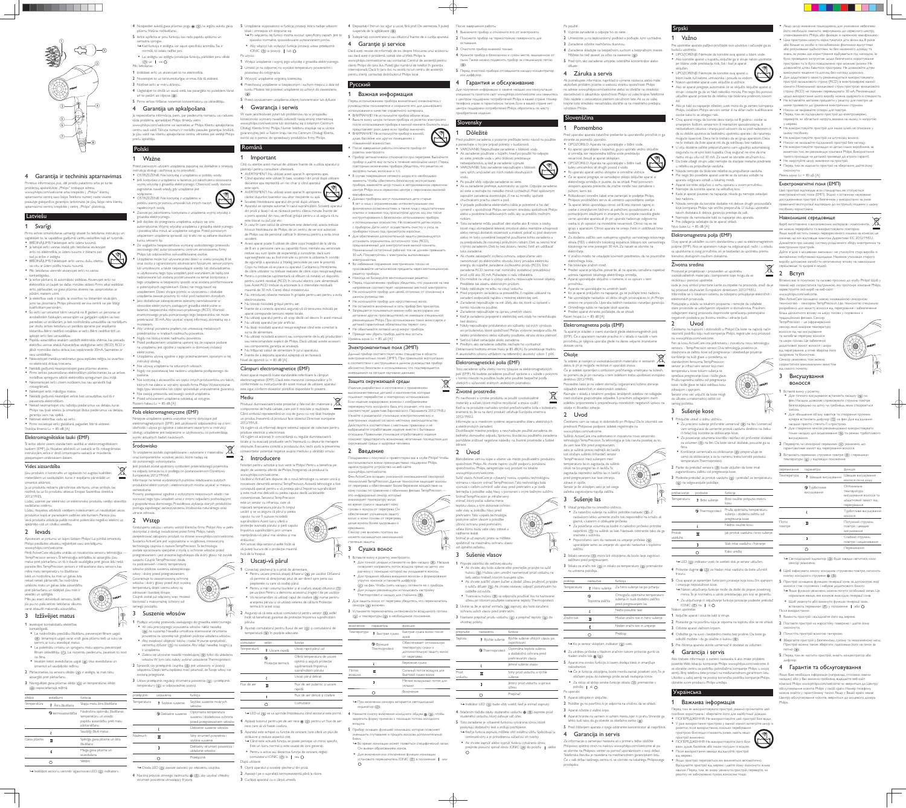## 4 Garantija ir techninis aptarnavimas

# Latviešu

## 1 Svarīgi

### Elektromagnētiskie lauki (EMF)

### Vides aizsardzība

## 2 Ievads

## 3 Izžāvējiet matus

## 4 Garantija un apkalpošana

# Polski

## 1 Ważne

### Pola elektromagnetyczne (EMF)

### Środowisko

## 2 Wstęp

## 3 Suszenie włosów

## 4 Gwarancja i serwis

# Română

## 1 Important

### Câmpuri electromagnetice (EMF)

### Mediu

## 2 Introducere

## 3 Uscați-vă părul

## 4 Garanție și service

# Русский

## 1 Важная информация

### Электромагнитные поля (ЭМП)

### Защита окружающей среды

## 2 Введение

## 3 Сушка волос

## 4 Гарантия и обслуживание

# Slovensky

## 1 Dôležité

### Elektromagnetické polia (EMF)

### Životné prostredie

## 2 Úvod

## 3 Sušenie vlasov

## 4 Záruka a servis

# Slovenščina

## 1 Pomembno

### Elektromagnetna polja (EMF)

### Okolje

## 2 Uvod

## 3 Sušenje las

## 4 Garancija in servis

# Srpski

## 1 Važno

### Elektromagnetna polja (EMF)

### Životna sredina

## 2 Uvod

## 3 Sušenje kose

## 4 Garancija i servis

# Українська

## 1 Важлива інформація

### Електромагнітні поля (ЕМП)

### Навколишнє середовище

## 2 Вступ

## 3 Висушування волосся

## 4 Гарантія та обслуговування